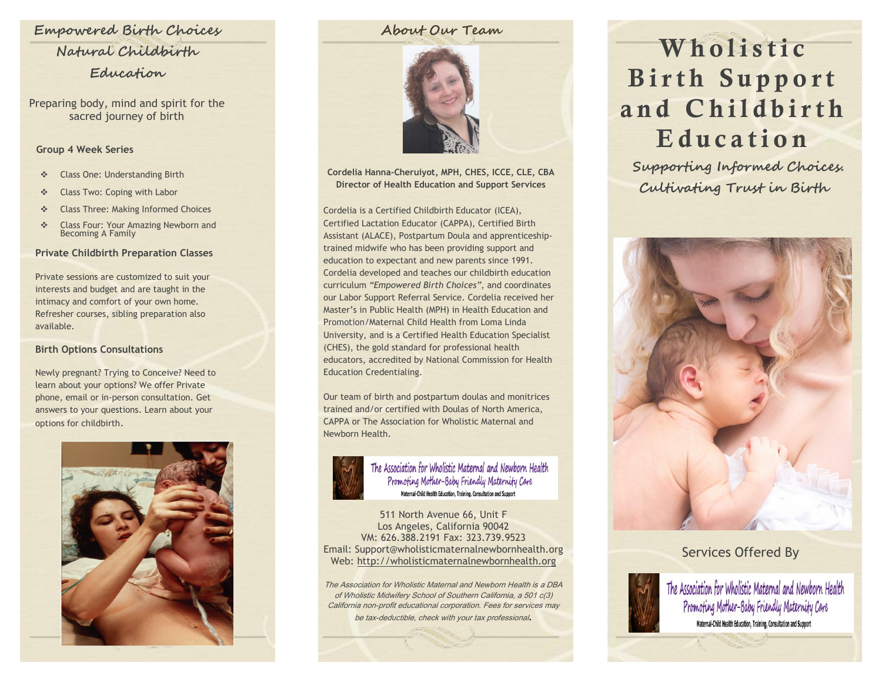# Empowered Birth Choices Natural Childbirth Education

Preparing body, mind and spirit for the sacred journey of birth

### Group 4 Week Series

- Class One: Understanding Birth
- Class Two: Coping with Labor
- Class Three: Making Informed Choices
- Class Four: Your Amazing Newborn and Becoming A Family

### Private Childbirth Preparation Classes

Private sessions are customized to suit your interests and budget and are taught in the intimacy and comfort of your own home. Refresher courses, sibling preparation also available.

### Birth Options Consultations

Newly pregnant? Trying to Conceive? Need to learn about your options? We offer Private phone, email or in-person consultation. Get answers to your questions. Learn about your options for childbirth.

## About Our Team

**Cordelia Hanna-Cheruiyot, MPH, CHES, ICCE, CLE, CBA**
**Director of Health Education and Support Services**

Cordelia is a Certified Childbirth Educator (ICEA), Certified Lactation Educator (CAPPA), Certified Birth Assistant (ALACE), Postpartum Doula and apprenticeship-trained midwife who has been providing support and education to expectant and new parents since 1991. Cordelia developed and teaches our childbirth education curriculum *"Empowered Birth Choices"*, and coordinates our Labor Support Referral Service. Cordelia received her Master's in Public Health (MPH) in Health Education and Promotion/Maternal Child Health from Loma Linda University, and is a Certified Health Education Specialist (CHES), the gold standard for professional health educators, accredited by National Commission for Health Education Credentialing.

Our team of birth and postpartum doulas and monitrices trained and/or certified with Doulas of North America, CAPPA or The Association for Wholistic Maternal and Newborn Health.

The Association for Wholistic Maternal and Newborn Health
Promoting Mother-Baby Friendly Maternity Care
Maternal-Child Health Education, Training, Consultation and Support

511 North Avenue 66, Unit F
Los Angeles, California 90042
VM: 626.388.2191 Fax: 323.739.9523
Email: Support@wholisticmaternalnewbornhealth.org
Web: http://wholisticmaternalnewbornhealth.org

*The Association for Wholistic Maternal and Newborn Health is a DBA of Wholistic Midwifery School of Southern California, a 501 c(3) California non-profit educational corporation. Fees for services may be tax-deductible, check with your tax professional.*

# Wholistic Birth Support and Childbirth Education

Supporting Informed Choices. Cultivating Trust in Birth

Services Offered By

The Association for Wholistic Maternal and Newborn Health
Promoting Mother-Baby Friendly Maternity Care
Maternal-Child Health Education, Training, Consultation and Support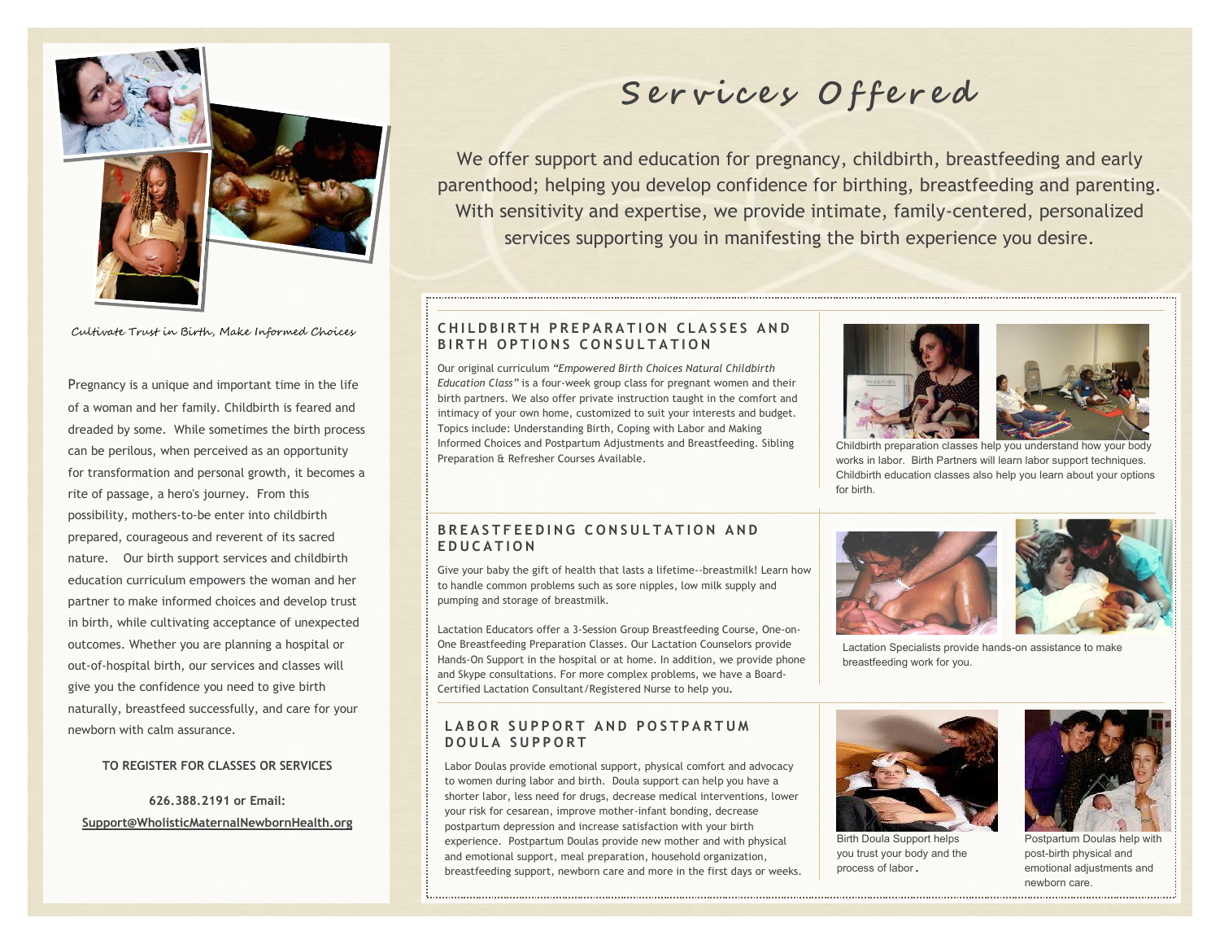*Cultivate Trust in Birth, Make Informed Choices*

Pregnancy is a unique and important time in the life of a woman and her family. Childbirth is feared and dreaded by some. While sometimes the birth process can be perilous, when perceived as an opportunity for transformation and personal growth, it becomes a rite of passage, a hero's journey. From this possibility, mothers-to-be enter into childbirth prepared, courageous and reverent of its sacred nature. Our birth support services and childbirth education curriculum empowers the woman and her partner to make informed choices and develop trust in birth, while cultivating acceptance of unexpected outcomes. Whether you are planning a hospital or out-of-hospital birth, our services and classes will give you the confidence you need to give birth naturally, breastfeed successfully, and care for your newborn with calm assurance.

**TO REGISTER FOR CLASSES OR SERVICES**

**626.388.2191 or Email:**

**Support@WholisticMaternalNewbornHealth.org**

# Services Offered

We offer support and education for pregnancy, childbirth, breastfeeding and early parenthood; helping you develop confidence for birthing, breastfeeding and parenting. With sensitivity and expertise, we provide intimate, family-centered, personalized services supporting you in manifesting the birth experience you desire.

## CHILDBIRTH PREPARATION CLASSES AND BIRTH OPTIONS CONSULTATION

Our original curriculum *"Empowered Birth Choices Natural Childbirth Education Class"* is a four-week group class for pregnant women and their birth partners. We also offer private instruction taught in the comfort and intimacy of your own home, customized to suit your interests and budget. Topics include: Understanding Birth, Coping with Labor and Making Informed Choices and Postpartum Adjustments and Breastfeeding. Sibling Preparation & Refresher Courses Available.

Childbirth preparation classes help you understand how your body works in labor. Birth Partners will learn labor support techniques. Childbirth education classes also help you learn about your options for birth.

## BREASTFEEDING CONSULTATION AND EDUCATION

Give your baby the gift of health that lasts a lifetime--breastmilk! Learn how to handle common problems such as sore nipples, low milk supply and pumping and storage of breastmilk.

Lactation Educators offer a 3-Session Group Breastfeeding Course, One-on-One Breastfeeding Preparation Classes. Our Lactation Counselors provide Hands-On Support in the hospital or at home. In addition, we provide phone and Skype consultations. For more complex problems, we have a Board-Certified Lactation Consultant/Registered Nurse to help you.

Lactation Specialists provide hands-on assistance to make breastfeeding work for you.

## LABOR SUPPORT AND POSTPARTUM DOULA SUPPORT

Labor Doulas provide emotional support, physical comfort and advocacy to women during labor and birth. Doula support can help you have a shorter labor, less need for drugs, decrease medical interventions, lower your risk for cesarean, improve mother-infant bonding, decrease postpartum depression and increase satisfaction with your birth experience. Postpartum Doulas provide new mother and with physical and emotional support, meal preparation, household organization, breastfeeding support, newborn care and more in the first days or weeks.

Birth Doula Support helps you trust your body and the process of labor.

Postpartum Doulas help with post-birth physical and emotional adjustments and newborn care.